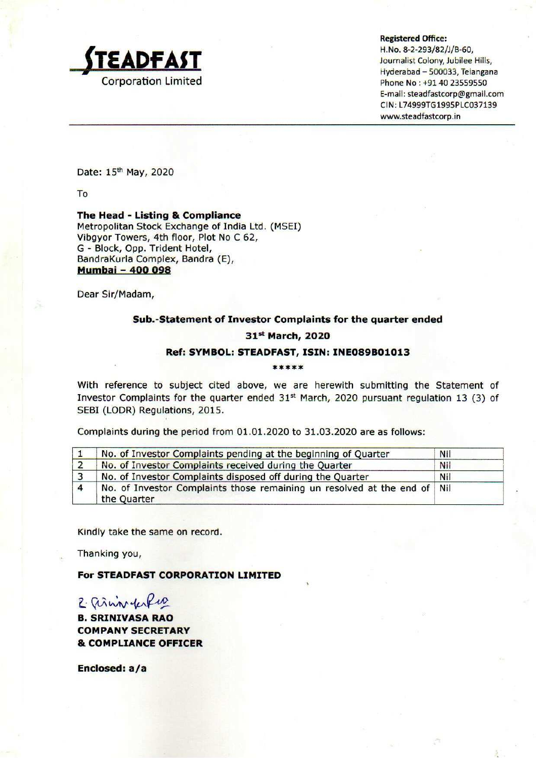**STEADFAST**
Corporation Limited

**Registered Office:**
H.No. 8-2-293/82/J/B-60,
Journalist Colony, Jubilee Hills,
Hyderabad – 500033, Telangana
Phone No : +91 40 23559550
E-mail: steadfastcorp@gmail.com
CIN: L74999TG1995PLC037139
www.steadfastcorp.in

Date: 15th May, 2020

To

**The Head - Listing & Compliance**
Metropolitan Stock Exchange of India Ltd. (MSEI)
Vibgyor Towers, 4th floor, Plot No C 62,
G - Block, Opp. Trident Hotel,
BandraKurla Complex, Bandra (E),
**Mumbai – 400 098**

Dear Sir/Madam,

**Sub.-Statement of Investor Complaints for the quarter ended 31st March, 2020**

**Ref: SYMBOL: STEADFAST, ISIN: INE089B01013**

*****

With reference to subject cited above, we are herewith submitting the Statement of Investor Complaints for the quarter ended 31st March, 2020 pursuant regulation 13 (3) of SEBI (LODR) Regulations, 2015.

Complaints during the period from 01.01.2020 to 31.03.2020 are as follows:

| | | |
|---|---|---|
| 1 | No. of Investor Complaints pending at the beginning of Quarter | Nil |
| 2 | No. of Investor Complaints received during the Quarter | Nil |
| 3 | No. of Investor Complaints disposed off during the Quarter | Nil |
| 4 | No. of Investor Complaints those remaining un resolved at the end of the Quarter | Nil |

Kindly take the same on record.

Thanking you,

**For STEADFAST CORPORATION LIMITED**

**B. SRINIVASA RAO**
**COMPANY SECRETARY**
**& COMPLIANCE OFFICER**

**Enclosed: a/a**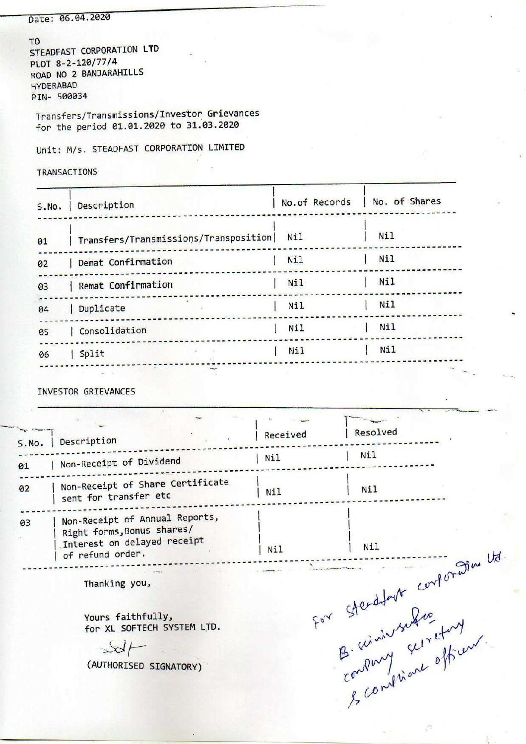Date: 06.04.2020

TO
STEADFAST CORPORATION LTD
PLOT 8-2-120/77/4
ROAD NO 2 BANJARAHILLS
HYDERABAD
PIN- 500034

Transfers/Transmissions/Investor Grievances
for the period 01.01.2020 to 31.03.2020

Unit: M/s. STEADFAST CORPORATION LIMITED

TRANSACTIONS

| S.No. | Description | No.of Records | No. of Shares |
|---|---|---|---|
| 01 | Transfers/Transmissions/Transposition | Nil | Nil |
| 02 | Demat Confirmation | Nil | Nil |
| 03 | Remat Confirmation | Nil | Nil |
| 04 | Duplicate | Nil | Nil |
| 05 | Consolidation | Nil | Nil |
| 06 | Split | Nil | Nil |

INVESTOR GRIEVANCES

| S.No. | Description | Received | Resolved |
|---|---|---|---|
| 01 | Non-Receipt of Dividend | Nil | Nil |
| 02 | Non-Receipt of Share Certificate sent for transfer etc | Nil | Nil |
| 03 | Non-Receipt of Annual Reports, Right forms, Bonus shares/ Interest on delayed receipt of refund order. | Nil | Nil |

Thanking you,

Yours faithfully,
for XL SOFTECH SYSTEM LTD.

Sd/-

(AUTHORISED SIGNATORY)

For Steadfast corporation Ltd.
B. Srinivasulu
company secretary
& compliance officer